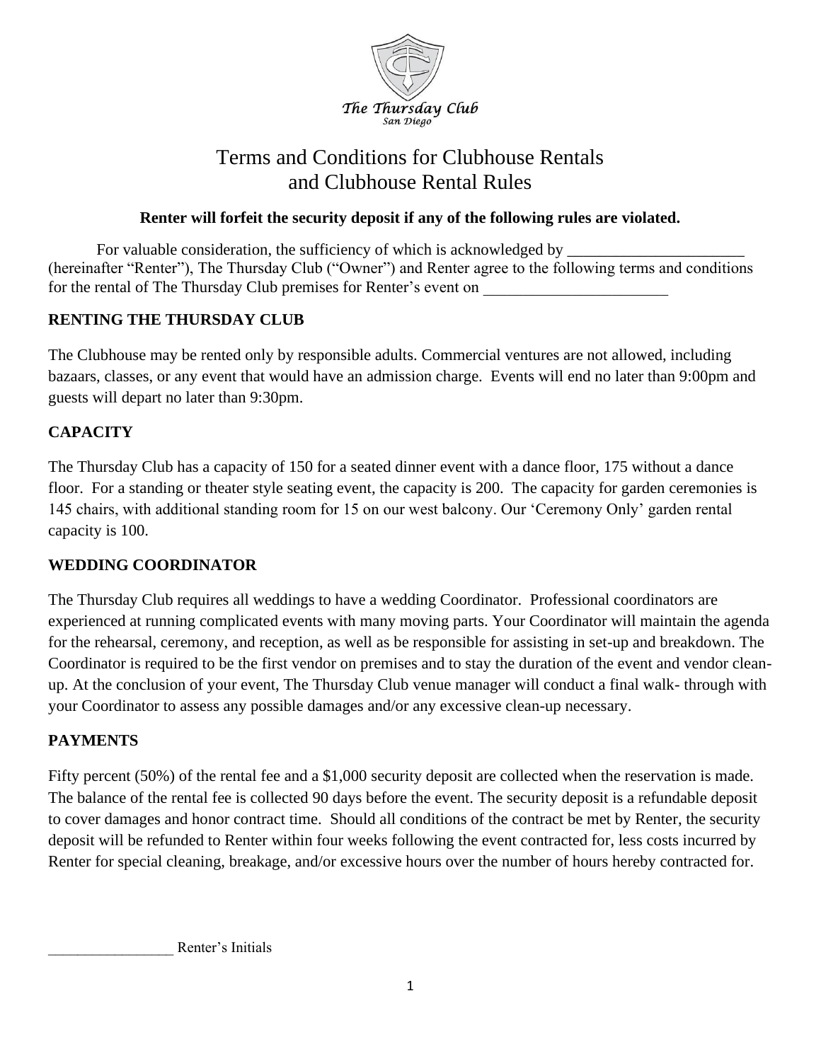The Thursday Club
San Diego

# Terms and Conditions for Clubhouse Rentals and Clubhouse Rental Rules

**Renter will forfeit the security deposit if any of the following rules are violated.**

For valuable consideration, the sufficiency of which is acknowledged by ______________________ (hereinafter "Renter"), The Thursday Club ("Owner") and Renter agree to the following terms and conditions for the rental of The Thursday Club premises for Renter's event on _______________________

## RENTING THE THURSDAY CLUB

The Clubhouse may be rented only by responsible adults. Commercial ventures are not allowed, including bazaars, classes, or any event that would have an admission charge. Events will end no later than 9:00pm and guests will depart no later than 9:30pm.

## CAPACITY

The Thursday Club has a capacity of 150 for a seated dinner event with a dance floor, 175 without a dance floor. For a standing or theater style seating event, the capacity is 200. The capacity for garden ceremonies is 145 chairs, with additional standing room for 15 on our west balcony. Our 'Ceremony Only' garden rental capacity is 100.

## WEDDING COORDINATOR

The Thursday Club requires all weddings to have a wedding Coordinator. Professional coordinators are experienced at running complicated events with many moving parts. Your Coordinator will maintain the agenda for the rehearsal, ceremony, and reception, as well as be responsible for assisting in set-up and breakdown. The Coordinator is required to be the first vendor on premises and to stay the duration of the event and vendor clean-up. At the conclusion of your event, The Thursday Club venue manager will conduct a final walk- through with your Coordinator to assess any possible damages and/or any excessive clean-up necessary.

## PAYMENTS

Fifty percent (50%) of the rental fee and a $1,000 security deposit are collected when the reservation is made. The balance of the rental fee is collected 90 days before the event. The security deposit is a refundable deposit to cover damages and honor contract time. Should all conditions of the contract be met by Renter, the security deposit will be refunded to Renter within four weeks following the event contracted for, less costs incurred by Renter for special cleaning, breakage, and/or excessive hours over the number of hours hereby contracted for.

_________________ Renter's Initials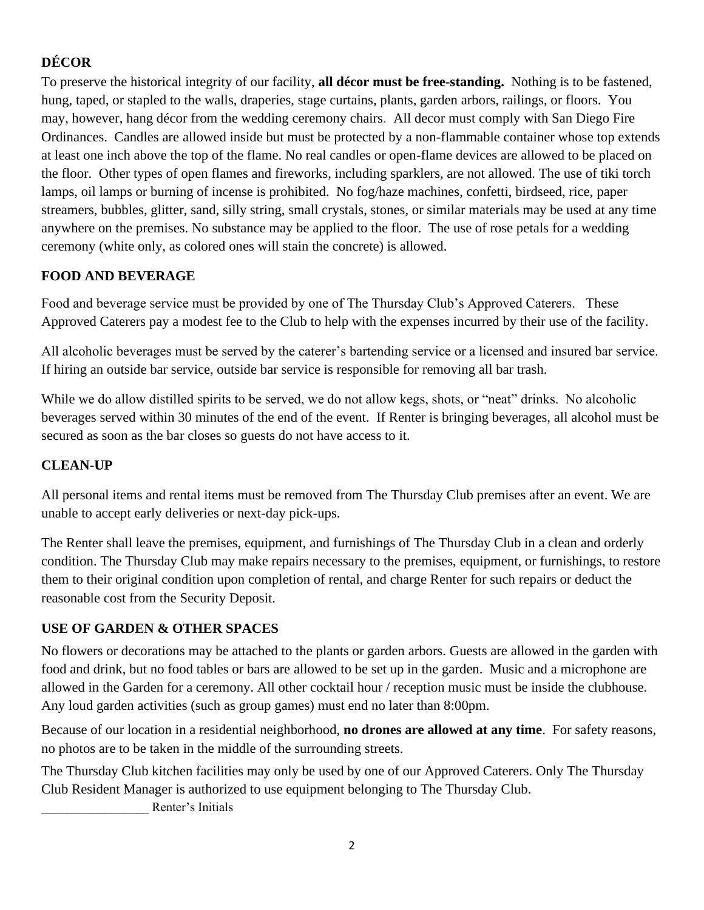## DÉCOR

To preserve the historical integrity of our facility, **all décor must be free-standing.** Nothing is to be fastened, hung, taped, or stapled to the walls, draperies, stage curtains, plants, garden arbors, railings, or floors. You may, however, hang décor from the wedding ceremony chairs. All decor must comply with San Diego Fire Ordinances. Candles are allowed inside but must be protected by a non-flammable container whose top extends at least one inch above the top of the flame. No real candles or open-flame devices are allowed to be placed on the floor. Other types of open flames and fireworks, including sparklers, are not allowed. The use of tiki torch lamps, oil lamps or burning of incense is prohibited. No fog/haze machines, confetti, birdseed, rice, paper streamers, bubbles, glitter, sand, silly string, small crystals, stones, or similar materials may be used at any time anywhere on the premises. No substance may be applied to the floor. The use of rose petals for a wedding ceremony (white only, as colored ones will stain the concrete) is allowed.

## FOOD AND BEVERAGE

Food and beverage service must be provided by one of The Thursday Club's Approved Caterers. These Approved Caterers pay a modest fee to the Club to help with the expenses incurred by their use of the facility.

All alcoholic beverages must be served by the caterer's bartending service or a licensed and insured bar service. If hiring an outside bar service, outside bar service is responsible for removing all bar trash.

While we do allow distilled spirits to be served, we do not allow kegs, shots, or "neat" drinks. No alcoholic beverages served within 30 minutes of the end of the event. If Renter is bringing beverages, all alcohol must be secured as soon as the bar closes so guests do not have access to it.

## CLEAN-UP

All personal items and rental items must be removed from The Thursday Club premises after an event. We are unable to accept early deliveries or next-day pick-ups.

The Renter shall leave the premises, equipment, and furnishings of The Thursday Club in a clean and orderly condition. The Thursday Club may make repairs necessary to the premises, equipment, or furnishings, to restore them to their original condition upon completion of rental, and charge Renter for such repairs or deduct the reasonable cost from the Security Deposit.

## USE OF GARDEN & OTHER SPACES

No flowers or decorations may be attached to the plants or garden arbors. Guests are allowed in the garden with food and drink, but no food tables or bars are allowed to be set up in the garden. Music and a microphone are allowed in the Garden for a ceremony. All other cocktail hour / reception music must be inside the clubhouse. Any loud garden activities (such as group games) must end no later than 8:00pm.

Because of our location in a residential neighborhood, **no drones are allowed at any time**. For safety reasons, no photos are to be taken in the middle of the surrounding streets.

The Thursday Club kitchen facilities may only be used by one of our Approved Caterers. Only The Thursday Club Resident Manager is authorized to use equipment belonging to The Thursday Club.

_________________ Renter's Initials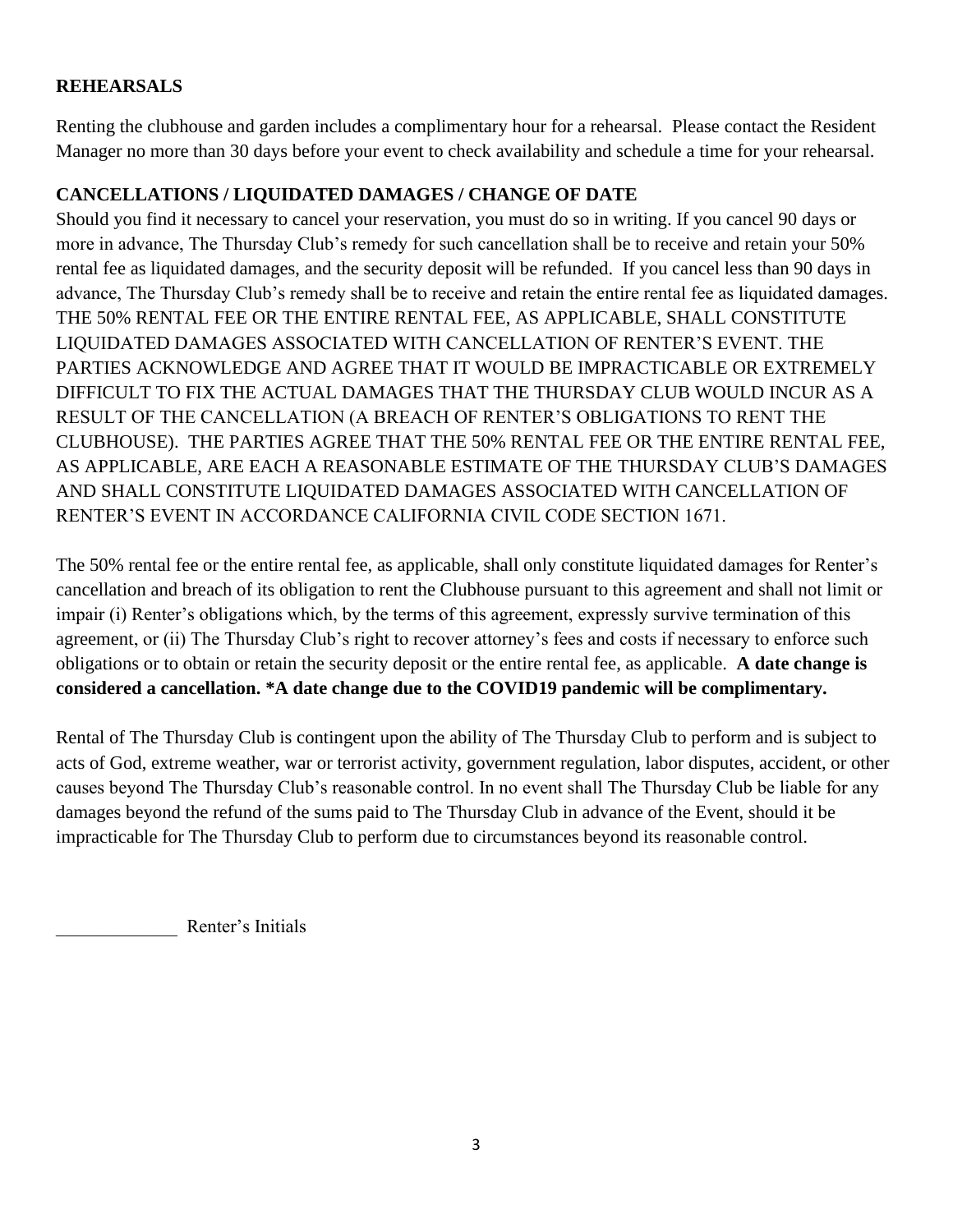## REHEARSALS

Renting the clubhouse and garden includes a complimentary hour for a rehearsal. Please contact the Resident Manager no more than 30 days before your event to check availability and schedule a time for your rehearsal.

## CANCELLATIONS / LIQUIDATED DAMAGES / CHANGE OF DATE

Should you find it necessary to cancel your reservation, you must do so in writing. If you cancel 90 days or more in advance, The Thursday Club's remedy for such cancellation shall be to receive and retain your 50% rental fee as liquidated damages, and the security deposit will be refunded. If you cancel less than 90 days in advance, The Thursday Club's remedy shall be to receive and retain the entire rental fee as liquidated damages. THE 50% RENTAL FEE OR THE ENTIRE RENTAL FEE, AS APPLICABLE, SHALL CONSTITUTE LIQUIDATED DAMAGES ASSOCIATED WITH CANCELLATION OF RENTER'S EVENT. THE PARTIES ACKNOWLEDGE AND AGREE THAT IT WOULD BE IMPRACTICABLE OR EXTREMELY DIFFICULT TO FIX THE ACTUAL DAMAGES THAT THE THURSDAY CLUB WOULD INCUR AS A RESULT OF THE CANCELLATION (A BREACH OF RENTER'S OBLIGATIONS TO RENT THE CLUBHOUSE). THE PARTIES AGREE THAT THE 50% RENTAL FEE OR THE ENTIRE RENTAL FEE, AS APPLICABLE, ARE EACH A REASONABLE ESTIMATE OF THE THURSDAY CLUB'S DAMAGES AND SHALL CONSTITUTE LIQUIDATED DAMAGES ASSOCIATED WITH CANCELLATION OF RENTER'S EVENT IN ACCORDANCE CALIFORNIA CIVIL CODE SECTION 1671.

The 50% rental fee or the entire rental fee, as applicable, shall only constitute liquidated damages for Renter's cancellation and breach of its obligation to rent the Clubhouse pursuant to this agreement and shall not limit or impair (i) Renter's obligations which, by the terms of this agreement, expressly survive termination of this agreement, or (ii) The Thursday Club's right to recover attorney's fees and costs if necessary to enforce such obligations or to obtain or retain the security deposit or the entire rental fee, as applicable. **A date change is considered a cancellation. *A date change due to the COVID19 pandemic will be complimentary.**

Rental of The Thursday Club is contingent upon the ability of The Thursday Club to perform and is subject to acts of God, extreme weather, war or terrorist activity, government regulation, labor disputes, accident, or other causes beyond The Thursday Club's reasonable control. In no event shall The Thursday Club be liable for any damages beyond the refund of the sums paid to The Thursday Club in advance of the Event, should it be impracticable for The Thursday Club to perform due to circumstances beyond its reasonable control.

_____________ Renter's Initials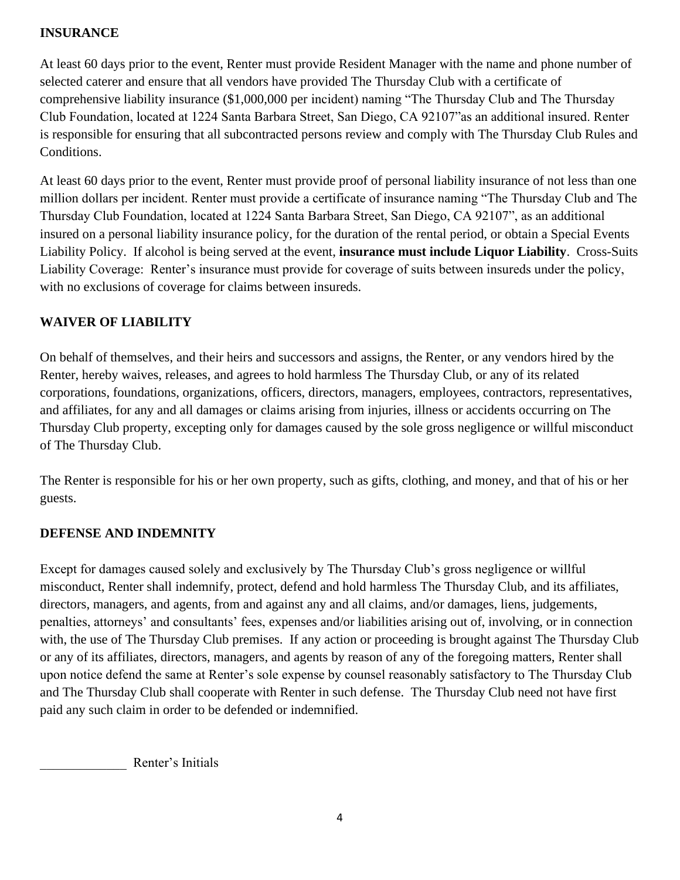## INSURANCE

At least 60 days prior to the event, Renter must provide Resident Manager with the name and phone number of selected caterer and ensure that all vendors have provided The Thursday Club with a certificate of comprehensive liability insurance ($1,000,000 per incident) naming "The Thursday Club and The Thursday Club Foundation, located at 1224 Santa Barbara Street, San Diego, CA 92107"as an additional insured. Renter is responsible for ensuring that all subcontracted persons review and comply with The Thursday Club Rules and Conditions.

At least 60 days prior to the event, Renter must provide proof of personal liability insurance of not less than one million dollars per incident. Renter must provide a certificate of insurance naming "The Thursday Club and The Thursday Club Foundation, located at 1224 Santa Barbara Street, San Diego, CA 92107", as an additional insured on a personal liability insurance policy, for the duration of the rental period, or obtain a Special Events Liability Policy. If alcohol is being served at the event, **insurance must include Liquor Liability**. Cross-Suits Liability Coverage: Renter's insurance must provide for coverage of suits between insureds under the policy, with no exclusions of coverage for claims between insureds.

## WAIVER OF LIABILITY

On behalf of themselves, and their heirs and successors and assigns, the Renter, or any vendors hired by the Renter, hereby waives, releases, and agrees to hold harmless The Thursday Club, or any of its related corporations, foundations, organizations, officers, directors, managers, employees, contractors, representatives, and affiliates, for any and all damages or claims arising from injuries, illness or accidents occurring on The Thursday Club property, excepting only for damages caused by the sole gross negligence or willful misconduct of The Thursday Club.

The Renter is responsible for his or her own property, such as gifts, clothing, and money, and that of his or her guests.

## DEFENSE AND INDEMNITY

Except for damages caused solely and exclusively by The Thursday Club's gross negligence or willful misconduct, Renter shall indemnify, protect, defend and hold harmless The Thursday Club, and its affiliates, directors, managers, and agents, from and against any and all claims, and/or damages, liens, judgements, penalties, attorneys' and consultants' fees, expenses and/or liabilities arising out of, involving, or in connection with, the use of The Thursday Club premises. If any action or proceeding is brought against The Thursday Club or any of its affiliates, directors, managers, and agents by reason of any of the foregoing matters, Renter shall upon notice defend the same at Renter's sole expense by counsel reasonably satisfactory to The Thursday Club and The Thursday Club shall cooperate with Renter in such defense. The Thursday Club need not have first paid any such claim in order to be defended or indemnified.

_____________ Renter's Initials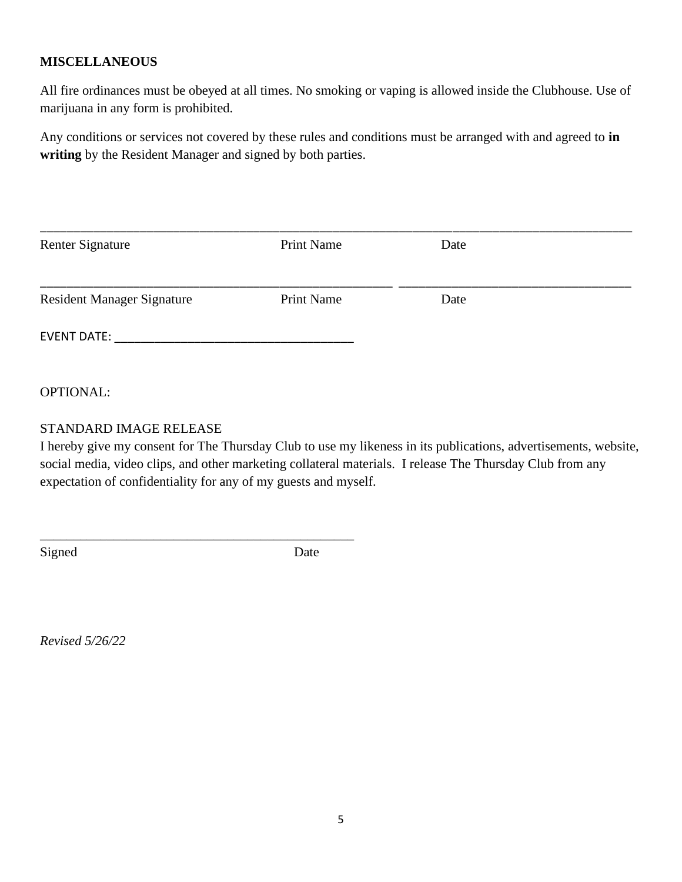**MISCELLANEOUS**

All fire ordinances must be obeyed at all times. No smoking or vaping is allowed inside the Clubhouse. Use of marijuana in any form is prohibited.

Any conditions or services not covered by these rules and conditions must be arranged with and agreed to **in writing** by the Resident Manager and signed by both parties.

\_\_\_\_\_\_\_\_\_\_\_\_\_\_\_\_\_\_\_\_\_\_\_\_\_\_\_\_\_\_\_\_\_\_\_\_\_\_\_\_\_\_\_\_\_\_\_\_\_\_\_\_\_\_\_\_\_\_\_\_\_\_\_\_\_\_\_\_\_\_\_\_\_\_\_\_\_\_\_\_\_\_\_\_\_\_

Renter Signature Print Name Date

\_\_\_\_\_\_\_\_\_\_\_\_\_\_\_\_\_\_\_\_\_\_\_\_\_\_\_\_\_\_\_\_\_\_\_\_\_\_\_\_\_\_\_\_\_\_\_\_\_\_\_\_\_\_ \_\_\_\_\_\_\_\_\_\_\_\_\_\_\_\_\_\_\_\_\_\_\_\_\_\_\_\_\_\_\_\_\_\_\_\_\_

Resident Manager Signature Print Name Date

EVENT DATE: \_\_\_\_\_\_\_\_\_\_\_\_\_\_\_\_\_\_\_\_\_\_\_\_\_\_\_\_\_\_\_\_\_\_\_\_\_\_\_

OPTIONAL:

STANDARD IMAGE RELEASE
I hereby give my consent for The Thursday Club to use my likeness in its publications, advertisements, website, social media, video clips, and other marketing collateral materials. I release The Thursday Club from any expectation of confidentiality for any of my guests and myself.

\_\_\_\_\_\_\_\_\_\_\_\_\_\_\_\_\_\_\_\_\_\_\_\_\_\_\_\_\_\_\_\_\_\_\_\_\_\_\_\_\_\_\_\_\_\_\_\_

Signed Date

*Revised 5/26/22*